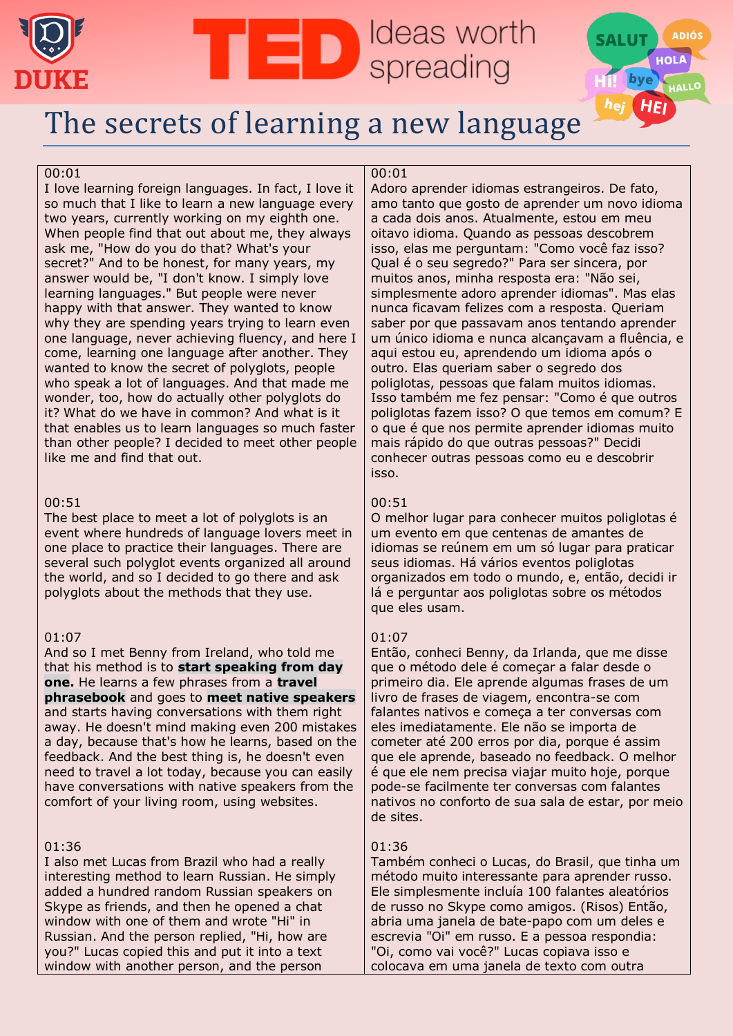# The secrets of learning a new language

| | |
|---|---|
| 00:01<br>I love learning foreign languages. In fact, I love it so much that I like to learn a new language every two years, currently working on my eighth one. When people find that out about me, they always ask me, "How do you do that? What's your secret?" And to be honest, for many years, my answer would be, "I don't know. I simply love learning languages." But people were never happy with that answer. They wanted to know why they are spending years trying to learn even one language, never achieving fluency, and here I come, learning one language after another. They wanted to know the secret of polyglots, people who speak a lot of languages. And that made me wonder, too, how do actually other polyglots do it? What do we have in common? And what is it that enables us to learn languages so much faster than other people? I decided to meet other people like me and find that out. | 00:01<br>Adoro aprender idiomas estrangeiros. De fato, amo tanto que gosto de aprender um novo idioma a cada dois anos. Atualmente, estou em meu oitavo idioma. Quando as pessoas descobrem isso, elas me perguntam: "Como você faz isso? Qual é o seu segredo?" Para ser sincera, por muitos anos, minha resposta era: "Não sei, simplesmente adoro aprender idiomas". Mas elas nunca ficavam felizes com a resposta. Queriam saber por que passavam anos tentando aprender um único idioma e nunca alcançavam a fluência, e aqui estou eu, aprendendo um idioma após o outro. Elas queriam saber o segredo dos poliglotas, pessoas que falam muitos idiomas. Isso também me fez pensar: "Como é que outros poliglotas fazem isso? O que temos em comum? E o que é que nos permite aprender idiomas muito mais rápido do que outras pessoas?" Decidi conhecer outras pessoas como eu e descobrir isso. |
| 00:51<br>The best place to meet a lot of polyglots is an event where hundreds of language lovers meet in one place to practice their languages. There are several such polyglot events organized all around the world, and so I decided to go there and ask polyglots about the methods that they use. | 00:51<br>O melhor lugar para conhecer muitos poliglotas é um evento em que centenas de amantes de idiomas se reúnem em um só lugar para praticar seus idiomas. Há vários eventos poliglotas organizados em todo o mundo, e, então, decidi ir lá e perguntar aos poliglotas sobre os métodos que eles usam. |
| 01:07<br>And so I met Benny from Ireland, who told me that his method is to **start speaking from day one.** He learns a few phrases from a **travel phrasebook** and goes to **meet native speakers** and starts having conversations with them right away. He doesn't mind making even 200 mistakes a day, because that's how he learns, based on the feedback. And the best thing is, he doesn't even need to travel a lot today, because you can easily have conversations with native speakers from the comfort of your living room, using websites. | 01:07<br>Então, conheci Benny, da Irlanda, que me disse que o método dele é começar a falar desde o primeiro dia. Ele aprende algumas frases de um livro de frases de viagem, encontra-se com falantes nativos e começa a ter conversas com eles imediatamente. Ele não se importa de cometer até 200 erros por dia, porque é assim que ele aprende, baseado no feedback. O melhor é que ele nem precisa viajar muito hoje, porque pode-se facilmente ter conversas com falantes nativos no conforto de sua sala de estar, por meio de sites. |
| 01:36<br>I also met Lucas from Brazil who had a really interesting method to learn Russian. He simply added a hundred random Russian speakers on Skype as friends, and then he opened a chat window with one of them and wrote "Hi" in Russian. And the person replied, "Hi, how are you?" Lucas copied this and put it into a text window with another person, and the person | 01:36<br>Também conheci o Lucas, do Brasil, que tinha um método muito interessante para aprender russo. Ele simplesmente incluía 100 falantes aleatórios de russo no Skype como amigos. (Risos) Então, abria uma janela de bate-papo com um deles e escrevia "Oi" em russo. E a pessoa respondia: "Oi, como vai você?" Lucas copiava isso e colocava em uma janela de texto com outra |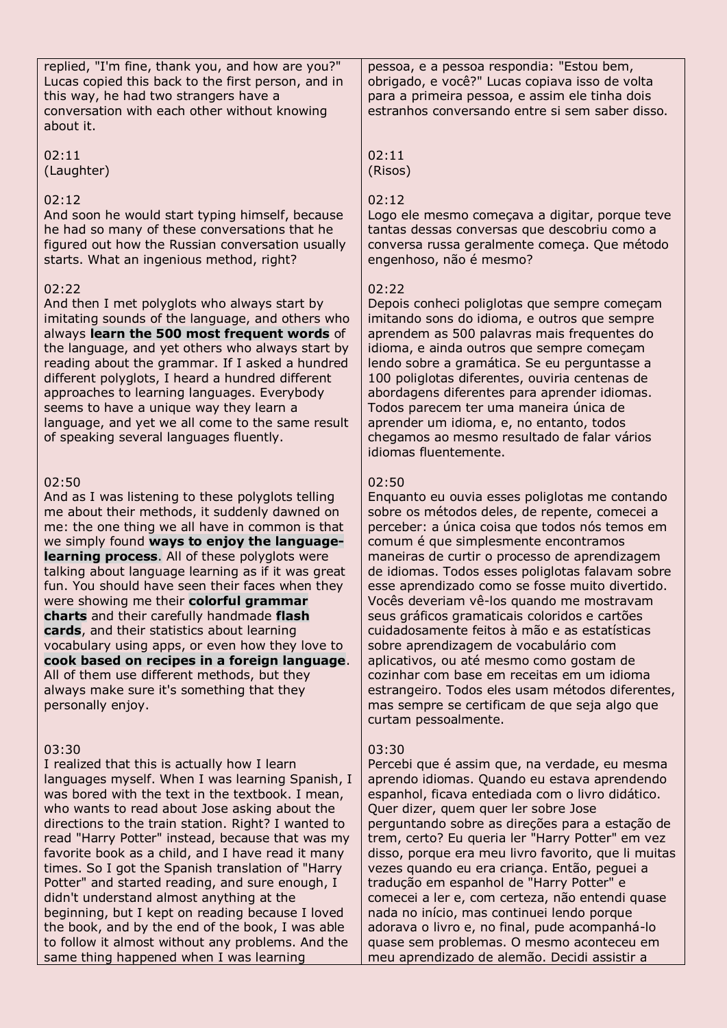| | |
|---|---|
| replied, "I'm fine, thank you, and how are you?" Lucas copied this back to the first person, and in this way, he had two strangers have a conversation with each other without knowing about it. | pessoa, e a pessoa respondia: "Estou bem, obrigado, e você?" Lucas copiava isso de volta para a primeira pessoa, e assim ele tinha dois estranhos conversando entre si sem saber disso. |
| 02:11<br>(Laughter) | 02:11<br>(Risos) |
| 02:12<br>And soon he would start typing himself, because he had so many of these conversations that he figured out how the Russian conversation usually starts. What an ingenious method, right? | 02:12<br>Logo ele mesmo começava a digitar, porque teve tantas dessas conversas que descobriu como a conversa russa geralmente começa. Que método engenhoso, não é mesmo? |
| 02:22<br>And then I met polyglots who always start by imitating sounds of the language, and others who always **learn the 500 most frequent words** of the language, and yet others who always start by reading about the grammar. If I asked a hundred different polyglots, I heard a hundred different approaches to learning languages. Everybody seems to have a unique way they learn a language, and yet we all come to the same result of speaking several languages fluently. | 02:22<br>Depois conheci poliglotas que sempre começam imitando sons do idioma, e outros que sempre aprendem as 500 palavras mais frequentes do idioma, e ainda outros que sempre começam lendo sobre a gramática. Se eu perguntasse a 100 poliglotas diferentes, ouviria centenas de abordagens diferentes para aprender idiomas. Todos parecem ter uma maneira única de aprender um idioma, e, no entanto, todos chegamos ao mesmo resultado de falar vários idiomas fluentemente. |
| 02:50<br>And as I was listening to these polyglots telling me about their methods, it suddenly dawned on me: the one thing we all have in common is that we simply found **ways to enjoy the language-learning process**. All of these polyglots were talking about language learning as if it was great fun. You should have seen their faces when they were showing me their **colorful grammar charts** and their carefully handmade **flash cards**, and their statistics about learning vocabulary using apps, or even how they love to **cook based on recipes in a foreign language**. All of them use different methods, but they always make sure it's something that they personally enjoy. | 02:50<br>Enquanto eu ouvia esses poliglotas me contando sobre os métodos deles, de repente, comecei a perceber: a única coisa que todos nós temos em comum é que simplesmente encontramos maneiras de curtir o processo de aprendizagem de idiomas. Todos esses poliglotas falavam sobre esse aprendizado como se fosse muito divertido. Vocês deveriam vê-los quando me mostravam seus gráficos gramaticais coloridos e cartões cuidadosamente feitos à mão e as estatísticas sobre aprendizagem de vocabulário com aplicativos, ou até mesmo como gostam de cozinhar com base em receitas em um idioma estrangeiro. Todos eles usam métodos diferentes, mas sempre se certificam de que seja algo que curtam pessoalmente. |
| 03:30<br>I realized that this is actually how I learn languages myself. When I was learning Spanish, I was bored with the text in the textbook. I mean, who wants to read about Jose asking about the directions to the train station. Right? I wanted to read "Harry Potter" instead, because that was my favorite book as a child, and I have read it many times. So I got the Spanish translation of "Harry Potter" and started reading, and sure enough, I didn't understand almost anything at the beginning, but I kept on reading because I loved the book, and by the end of the book, I was able to follow it almost without any problems. And the same thing happened when I was learning | 03:30<br>Percebi que é assim que, na verdade, eu mesma aprendo idiomas. Quando eu estava aprendendo espanhol, ficava entediada com o livro didático. Quer dizer, quem quer ler sobre Jose perguntando sobre as direções para a estação de trem, certo? Eu queria ler "Harry Potter" em vez disso, porque era meu livro favorito, que li muitas vezes quando eu era criança. Então, peguei a tradução em espanhol de "Harry Potter" e comecei a ler e, com certeza, não entendi quase nada no início, mas continuei lendo porque adorava o livro, e, no final, pude acompanhá-lo quase sem problemas. O mesmo aconteceu em meu aprendizado de alemão. Decidi assistir a |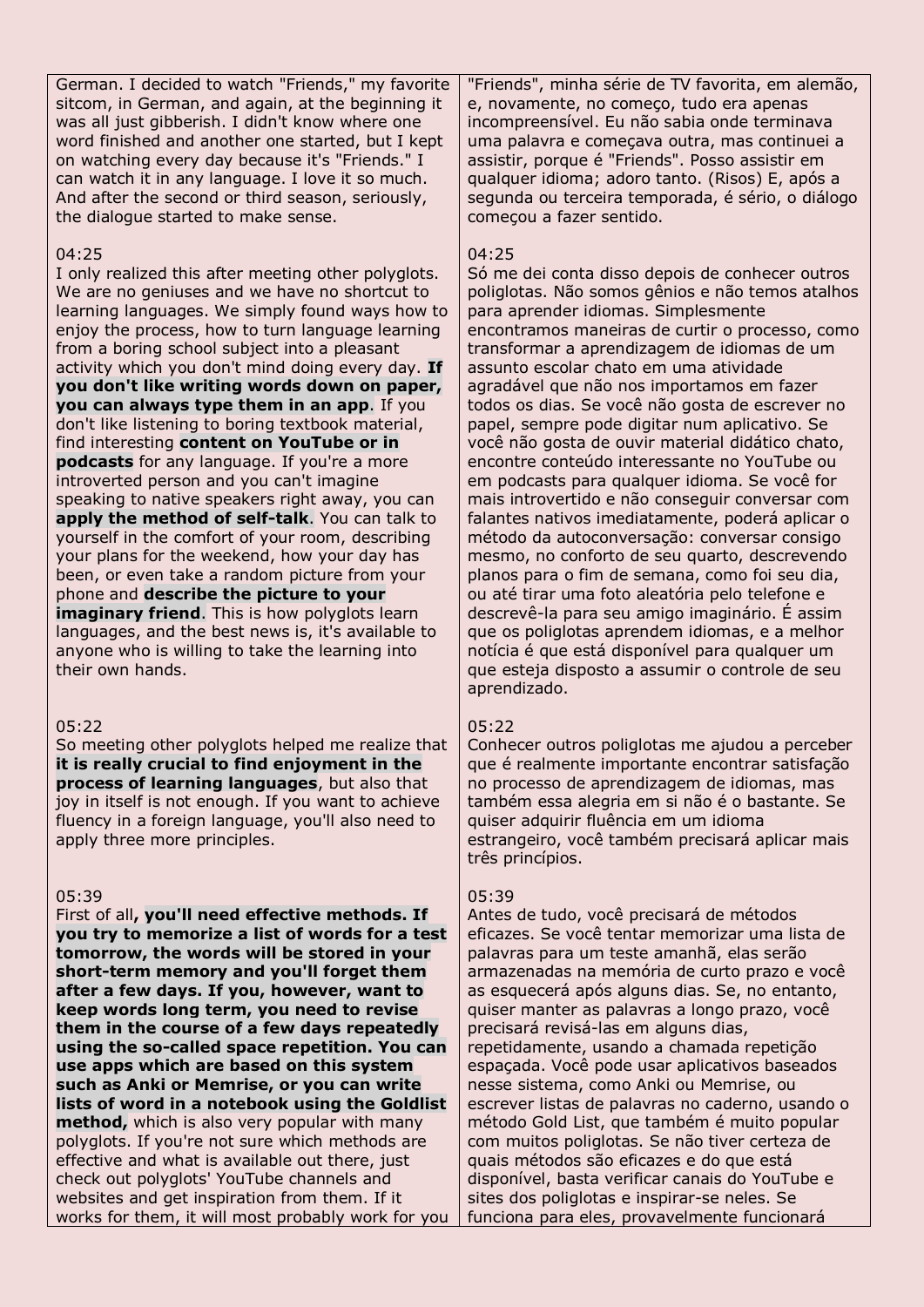| | |
|---|---|
| German. I decided to watch "Friends," my favorite sitcom, in German, and again, at the beginning it was all just gibberish. I didn't know where one word finished and another one started, but I kept on watching every day because it's "Friends." I can watch it in any language. I love it so much. And after the second or third season, seriously, the dialogue started to make sense. | "Friends", minha série de TV favorita, em alemão, e, novamente, no começo, tudo era apenas incompreensível. Eu não sabia onde terminava uma palavra e começava outra, mas continuei a assistir, porque é "Friends". Posso assistir em qualquer idioma; adoro tanto. (Risos) E, após a segunda ou terceira temporada, é sério, o diálogo começou a fazer sentido. |
| 04:25<br>I only realized this after meeting other polyglots. We are no geniuses and we have no shortcut to learning languages. We simply found ways how to enjoy the process, how to turn language learning from a boring school subject into a pleasant activity which you don't mind doing every day. **If you don't like writing words down on paper, you can always type them in an app**. If you don't like listening to boring textbook material, find interesting **content on YouTube or in podcasts** for any language. If you're a more introverted person and you can't imagine speaking to native speakers right away, you can **apply the method of self-talk**. You can talk to yourself in the comfort of your room, describing your plans for the weekend, how your day has been, or even take a random picture from your phone and **describe the picture to your imaginary friend**. This is how polyglots learn languages, and the best news is, it's available to anyone who is willing to take the learning into their own hands. | 04:25<br>Só me dei conta disso depois de conhecer outros poliglotas. Não somos gênios e não temos atalhos para aprender idiomas. Simplesmente encontramos maneiras de curtir o processo, como transformar a aprendizagem de idiomas de um assunto escolar chato em uma atividade agradável que não nos importamos em fazer todos os dias. Se você não gosta de escrever no papel, sempre pode digitar num aplicativo. Se você não gosta de ouvir material didático chato, encontre conteúdo interessante no YouTube ou em podcasts para qualquer idioma. Se você for mais introvertido e não conseguir conversar com falantes nativos imediatamente, poderá aplicar o método da autoconversação: conversar consigo mesmo, no conforto de seu quarto, descrevendo planos para o fim de semana, como foi seu dia, ou até tirar uma foto aleatória pelo telefone e descrevê-la para seu amigo imaginário. É assim que os poliglotas aprendem idiomas, e a melhor notícia é que está disponível para qualquer um que esteja disposto a assumir o controle de seu aprendizado. |
| 05:22<br>So meeting other polyglots helped me realize that **it is really crucial to find enjoyment in the process of learning languages**, but also that joy in itself is not enough. If you want to achieve fluency in a foreign language, you'll also need to apply three more principles. | 05:22<br>Conhecer outros poliglotas me ajudou a perceber que é realmente importante encontrar satisfação no processo de aprendizagem de idiomas, mas também essa alegria em si não é o bastante. Se quiser adquirir fluência em um idioma estrangeiro, você também precisará aplicar mais três princípios. |
| 05:39<br>First of all**, you'll need effective methods. If you try to memorize a list of words for a test tomorrow, the words will be stored in your short-term memory and you'll forget them after a few days. If you, however, want to keep words long term, you need to revise them in the course of a few days repeatedly using the so-called space repetition. You can use apps which are based on this system such as Anki or Memrise, or you can write lists of word in a notebook using the Goldlist method,** which is also very popular with many polyglots. If you're not sure which methods are effective and what is available out there, just check out polyglots' YouTube channels and websites and get inspiration from them. If it works for them, it will most probably work for you | 05:39<br>Antes de tudo, você precisará de métodos eficazes. Se você tentar memorizar uma lista de palavras para um teste amanhã, elas serão armazenadas na memória de curto prazo e você as esquecerá após alguns dias. Se, no entanto, quiser manter as palavras a longo prazo, você precisará revisá-las em alguns dias, repetidamente, usando a chamada repetição espaçada. Você pode usar aplicativos baseados nesse sistema, como Anki ou Memrise, ou escrever listas de palavras no caderno, usando o método Gold List, que também é muito popular com muitos poliglotas. Se não tiver certeza de quais métodos são eficazes e do que está disponível, basta verificar canais do YouTube e sites dos poliglotas e inspirar-se neles. Se funciona para eles, provavelmente funcionará |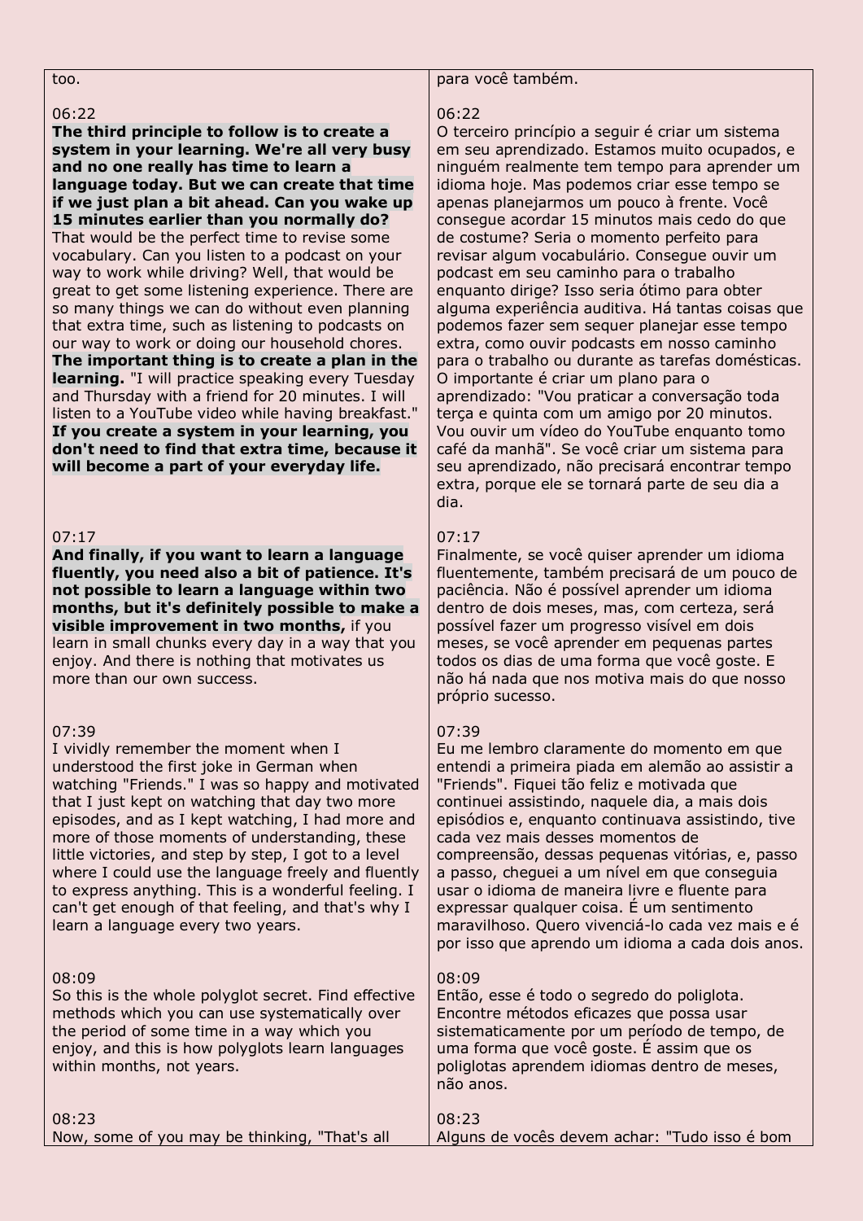| | |
|---|---|
| too. | para você também. |
| 06:22<br>**The third principle to follow is to create a system in your learning. We're all very busy and no one really has time to learn a language today. But we can create that time if we just plan a bit ahead. Can you wake up 15 minutes earlier than you normally do?** That would be the perfect time to revise some vocabulary. Can you listen to a podcast on your way to work while driving? Well, that would be great to get some listening experience. There are so many things we can do without even planning that extra time, such as listening to podcasts on our way to work or doing our household chores. **The important thing is to create a plan in the learning.** "I will practice speaking every Tuesday and Thursday with a friend for 20 minutes. I will listen to a YouTube video while having breakfast." **If you create a system in your learning, you don't need to find that extra time, because it will become a part of your everyday life.** | 06:22<br>O terceiro princípio a seguir é criar um sistema em seu aprendizado. Estamos muito ocupados, e ninguém realmente tem tempo para aprender um idioma hoje. Mas podemos criar esse tempo se apenas planejarmos um pouco à frente. Você consegue acordar 15 minutos mais cedo do que de costume? Seria o momento perfeito para revisar algum vocabulário. Consegue ouvir um podcast em seu caminho para o trabalho enquanto dirige? Isso seria ótimo para obter alguma experiência auditiva. Há tantas coisas que podemos fazer sem sequer planejar esse tempo extra, como ouvir podcasts em nosso caminho para o trabalho ou durante as tarefas domésticas. O importante é criar um plano para o aprendizado: "Vou praticar a conversação toda terça e quinta com um amigo por 20 minutos. Vou ouvir um vídeo do YouTube enquanto tomo café da manhã". Se você criar um sistema para seu aprendizado, não precisará encontrar tempo extra, porque ele se tornará parte de seu dia a dia. |
| 07:17<br>**And finally, if you want to learn a language fluently, you need also a bit of patience. It's not possible to learn a language within two months, but it's definitely possible to make a visible improvement in two months,** if you learn in small chunks every day in a way that you enjoy. And there is nothing that motivates us more than our own success. | 07:17<br>Finalmente, se você quiser aprender um idioma fluentemente, também precisará de um pouco de paciência. Não é possível aprender um idioma dentro de dois meses, mas, com certeza, será possível fazer um progresso visível em dois meses, se você aprender em pequenas partes todos os dias de uma forma que você goste. E não há nada que nos motiva mais do que nosso próprio sucesso. |
| 07:39<br>I vividly remember the moment when I understood the first joke in German when watching "Friends." I was so happy and motivated that I just kept on watching that day two more episodes, and as I kept watching, I had more and more of those moments of understanding, these little victories, and step by step, I got to a level where I could use the language freely and fluently to express anything. This is a wonderful feeling. I can't get enough of that feeling, and that's why I learn a language every two years. | 07:39<br>Eu me lembro claramente do momento em que entendi a primeira piada em alemão ao assistir a "Friends". Fiquei tão feliz e motivada que continuei assistindo, naquele dia, a mais dois episódios e, enquanto continuava assistindo, tive cada vez mais desses momentos de compreensão, dessas pequenas vitórias, e, passo a passo, cheguei a um nível em que conseguia usar o idioma de maneira livre e fluente para expressar qualquer coisa. É um sentimento maravilhoso. Quero vivenciá-lo cada vez mais e é por isso que aprendo um idioma a cada dois anos. |
| 08:09<br>So this is the whole polyglot secret. Find effective methods which you can use systematically over the period of some time in a way which you enjoy, and this is how polyglots learn languages within months, not years. | 08:09<br>Então, esse é todo o segredo do poliglota. Encontre métodos eficazes que possa usar sistematicamente por um período de tempo, de uma forma que você goste. É assim que os poliglotas aprendem idiomas dentro de meses, não anos. |
| 08:23<br>Now, some of you may be thinking, "That's all | 08:23<br>Alguns de vocês devem achar: "Tudo isso é bom |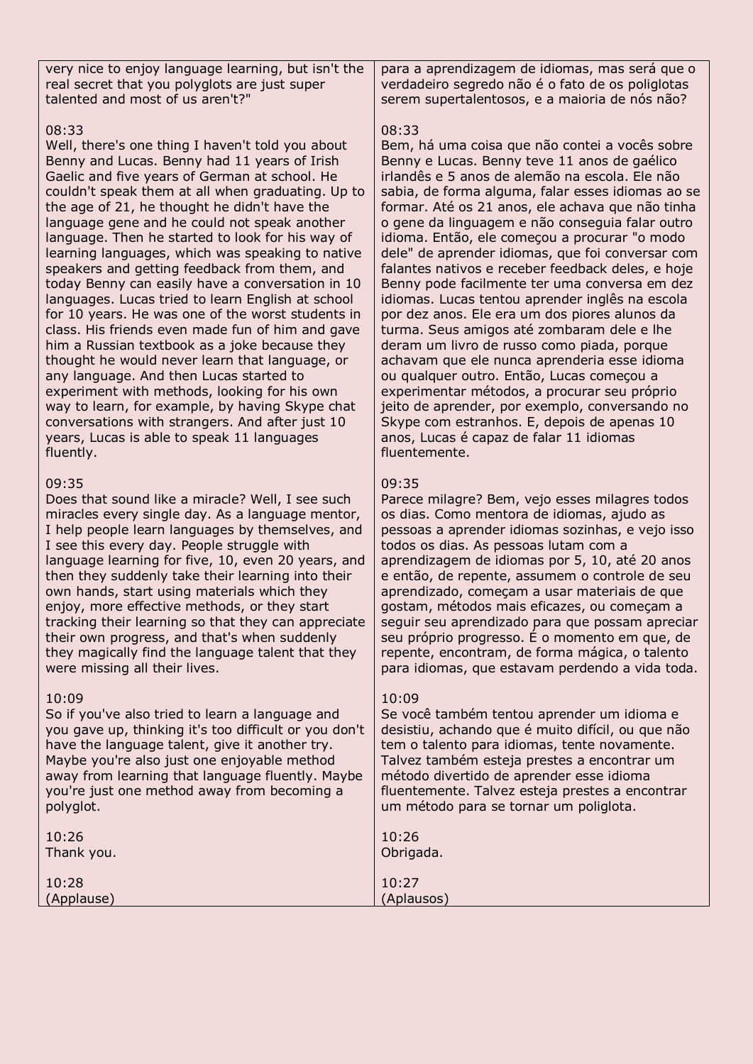| | |
|---|---|
| very nice to enjoy language learning, but isn't the real secret that you polyglots are just super talented and most of us aren't?" | para a aprendizagem de idiomas, mas será que o verdadeiro segredo não é o fato de os poliglotas serem supertalentosos, e a maioria de nós não? |
| 08:33<br>Well, there's one thing I haven't told you about Benny and Lucas. Benny had 11 years of Irish Gaelic and five years of German at school. He couldn't speak them at all when graduating. Up to the age of 21, he thought he didn't have the language gene and he could not speak another language. Then he started to look for his way of learning languages, which was speaking to native speakers and getting feedback from them, and today Benny can easily have a conversation in 10 languages. Lucas tried to learn English at school for 10 years. He was one of the worst students in class. His friends even made fun of him and gave him a Russian textbook as a joke because they thought he would never learn that language, or any language. And then Lucas started to experiment with methods, looking for his own way to learn, for example, by having Skype chat conversations with strangers. And after just 10 years, Lucas is able to speak 11 languages fluently. | 08:33<br>Bem, há uma coisa que não contei a vocês sobre Benny e Lucas. Benny teve 11 anos de gaélico irlandês e 5 anos de alemão na escola. Ele não sabia, de forma alguma, falar esses idiomas ao se formar. Até os 21 anos, ele achava que não tinha o gene da linguagem e não conseguia falar outro idioma. Então, ele começou a procurar "o modo dele" de aprender idiomas, que foi conversar com falantes nativos e receber feedback deles, e hoje Benny pode facilmente ter uma conversa em dez idiomas. Lucas tentou aprender inglês na escola por dez anos. Ele era um dos piores alunos da turma. Seus amigos até zombaram dele e lhe deram um livro de russo como piada, porque achavam que ele nunca aprenderia esse idioma ou qualquer outro. Então, Lucas começou a experimentar métodos, a procurar seu próprio jeito de aprender, por exemplo, conversando no Skype com estranhos. E, depois de apenas 10 anos, Lucas é capaz de falar 11 idiomas fluentemente. |
| 09:35<br>Does that sound like a miracle? Well, I see such miracles every single day. As a language mentor, I help people learn languages by themselves, and I see this every day. People struggle with language learning for five, 10, even 20 years, and then they suddenly take their learning into their own hands, start using materials which they enjoy, more effective methods, or they start tracking their learning so that they can appreciate their own progress, and that's when suddenly they magically find the language talent that they were missing all their lives. | 09:35<br>Parece milagre? Bem, vejo esses milagres todos os dias. Como mentora de idiomas, ajudo as pessoas a aprender idiomas sozinhas, e vejo isso todos os dias. As pessoas lutam com a aprendizagem de idiomas por 5, 10, até 20 anos e então, de repente, assumem o controle de seu aprendizado, começam a usar materiais de que gostam, métodos mais eficazes, ou começam a seguir seu aprendizado para que possam apreciar seu próprio progresso. É o momento em que, de repente, encontram, de forma mágica, o talento para idiomas, que estavam perdendo a vida toda. |
| 10:09<br>So if you've also tried to learn a language and you gave up, thinking it's too difficult or you don't have the language talent, give it another try. Maybe you're also just one enjoyable method away from learning that language fluently. Maybe you're just one method away from becoming a polyglot. | 10:09<br>Se você também tentou aprender um idioma e desistiu, achando que é muito difícil, ou que não tem o talento para idiomas, tente novamente. Talvez também esteja prestes a encontrar um método divertido de aprender esse idioma fluentemente. Talvez esteja prestes a encontrar um método para se tornar um poliglota. |
| 10:26<br>Thank you. | 10:26<br>Obrigada. |
| 10:28<br>(Applause) | 10:27<br>(Aplausos) |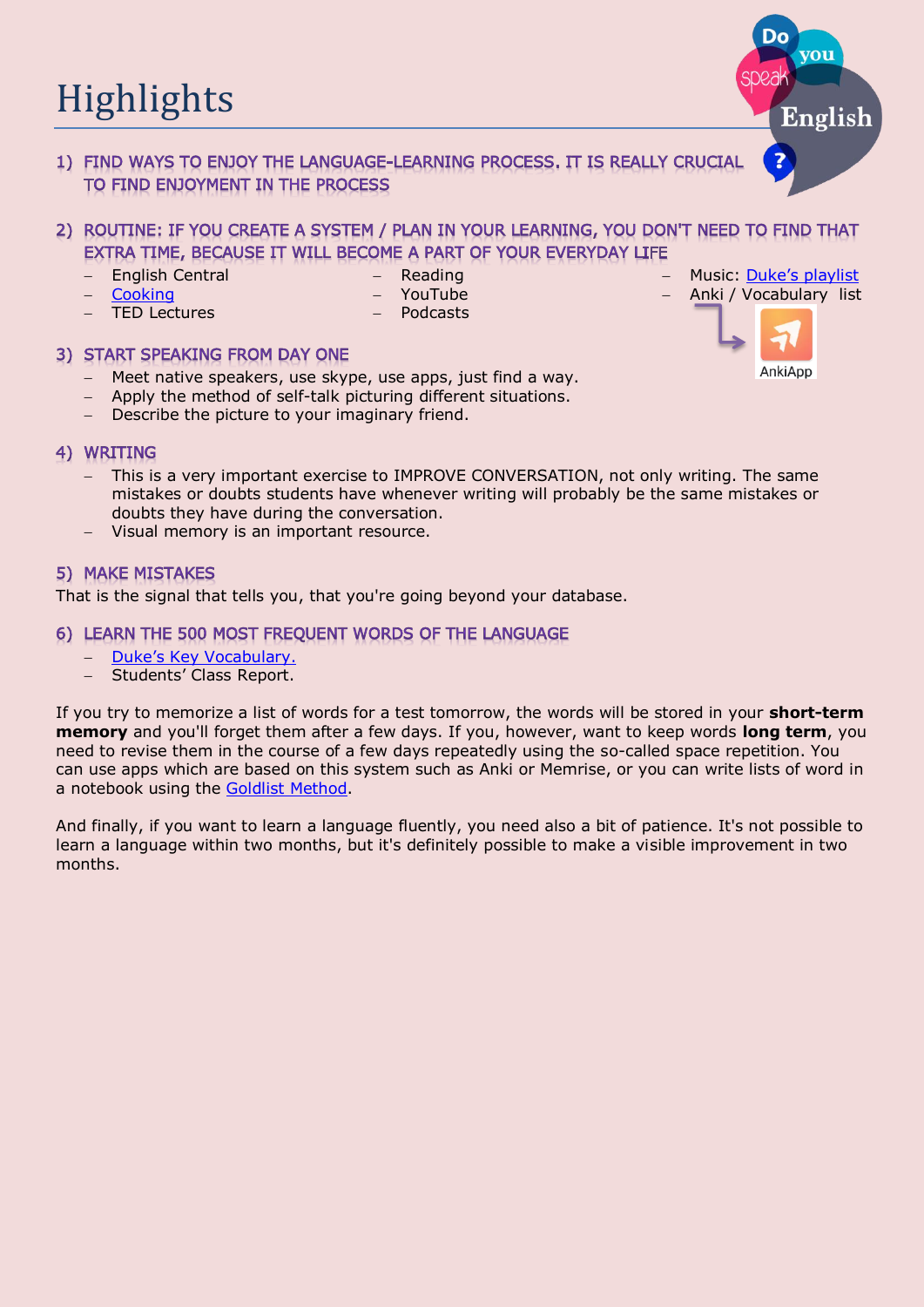# Highlights

1) FIND WAYS TO ENJOY THE LANGUAGE-LEARNING PROCESS. IT IS REALLY CRUCIAL TO FIND ENJOYMENT IN THE PROCESS

2) ROUTINE: IF YOU CREATE A SYSTEM / PLAN IN YOUR LEARNING, YOU DON'T NEED TO FIND THAT EXTRA TIME, BECAUSE IT WILL BECOME A PART OF YOUR EVERYDAY LIFE
   - English Central
   - Cooking
   - TED Lectures
   - Reading
   - YouTube
   - Podcasts
   - Music: Duke's playlist
   - Anki / Vocabulary list

AnkiApp

3) START SPEAKING FROM DAY ONE
   - Meet native speakers, use skype, use apps, just find a way.
   - Apply the method of self-talk picturing different situations.
   - Describe the picture to your imaginary friend.

4) WRITING
   - This is a very important exercise to IMPROVE CONVERSATION, not only writing. The same mistakes or doubts students have whenever writing will probably be the same mistakes or doubts they have during the conversation.
   - Visual memory is an important resource.

5) MAKE MISTAKES

That is the signal that tells you, that you're going beyond your database.

6) LEARN THE 500 MOST FREQUENT WORDS OF THE LANGUAGE
   - Duke's Key Vocabulary.
   - Students' Class Report.

If you try to memorize a list of words for a test tomorrow, the words will be stored in your **short-term memory** and you'll forget them after a few days. If you, however, want to keep words **long term**, you need to revise them in the course of a few days repeatedly using the so-called space repetition. You can use apps which are based on this system such as Anki or Memrise, or you can write lists of word in a notebook using the Goldlist Method.

And finally, if you want to learn a language fluently, you need also a bit of patience. It's not possible to learn a language within two months, but it's definitely possible to make a visible improvement in two months.